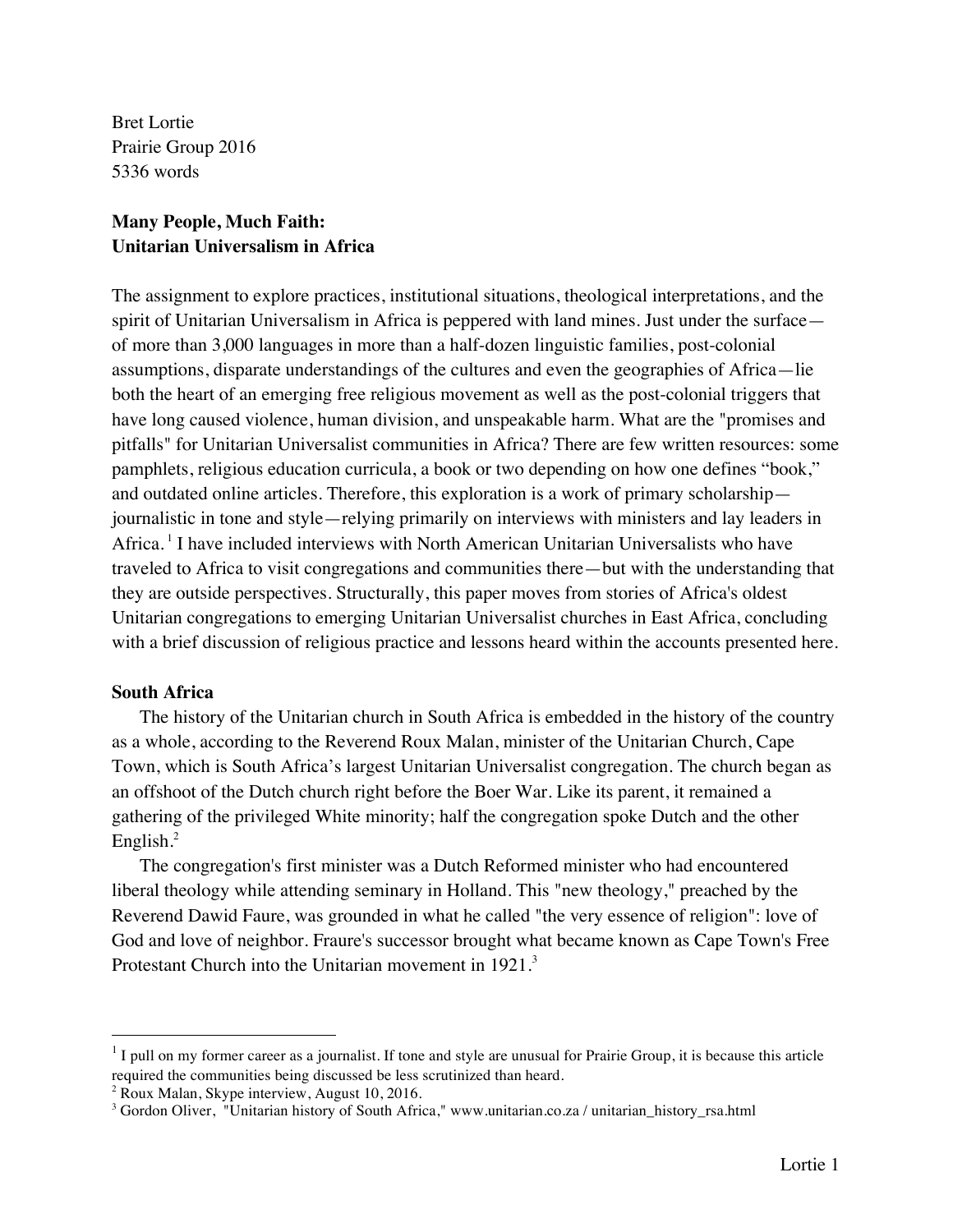Bret Lortie
Prairie Group 2016
5336 words

**Many People, Much Faith:**
**Unitarian Universalism in Africa**

The assignment to explore practices, institutional situations, theological interpretations, and the spirit of Unitarian Universalism in Africa is peppered with land mines. Just under the surface—of more than 3,000 languages in more than a half-dozen linguistic families, post-colonial assumptions, disparate understandings of the cultures and even the geographies of Africa—lie both the heart of an emerging free religious movement as well as the post-colonial triggers that have long caused violence, human division, and unspeakable harm. What are the "promises and pitfalls" for Unitarian Universalist communities in Africa? There are few written resources: some pamphlets, religious education curricula, a book or two depending on how one defines "book," and outdated online articles. Therefore, this exploration is a work of primary scholarship—journalistic in tone and style—relying primarily on interviews with ministers and lay leaders in Africa.[1] I have included interviews with North American Unitarian Universalists who have traveled to Africa to visit congregations and communities there—but with the understanding that they are outside perspectives. Structurally, this paper moves from stories of Africa's oldest Unitarian congregations to emerging Unitarian Universalist churches in East Africa, concluding with a brief discussion of religious practice and lessons heard within the accounts presented here.

**South Africa**

The history of the Unitarian church in South Africa is embedded in the history of the country as a whole, according to the Reverend Roux Malan, minister of the Unitarian Church, Cape Town, which is South Africa's largest Unitarian Universalist congregation. The church began as an offshoot of the Dutch church right before the Boer War. Like its parent, it remained a gathering of the privileged White minority; half the congregation spoke Dutch and the other English.[2]

The congregation's first minister was a Dutch Reformed minister who had encountered liberal theology while attending seminary in Holland. This "new theology," preached by the Reverend Dawid Faure, was grounded in what he called "the very essence of religion": love of God and love of neighbor. Fraure's successor brought what became known as Cape Town's Free Protestant Church into the Unitarian movement in 1921.[3]

---

[1] I pull on my former career as a journalist. If tone and style are unusual for Prairie Group, it is because this article required the communities being discussed be less scrutinized than heard.

[2] Roux Malan, Skype interview, August 10, 2016.

[3] Gordon Oliver, "Unitarian history of South Africa," www.unitarian.co.za / unitarian_history_rsa.html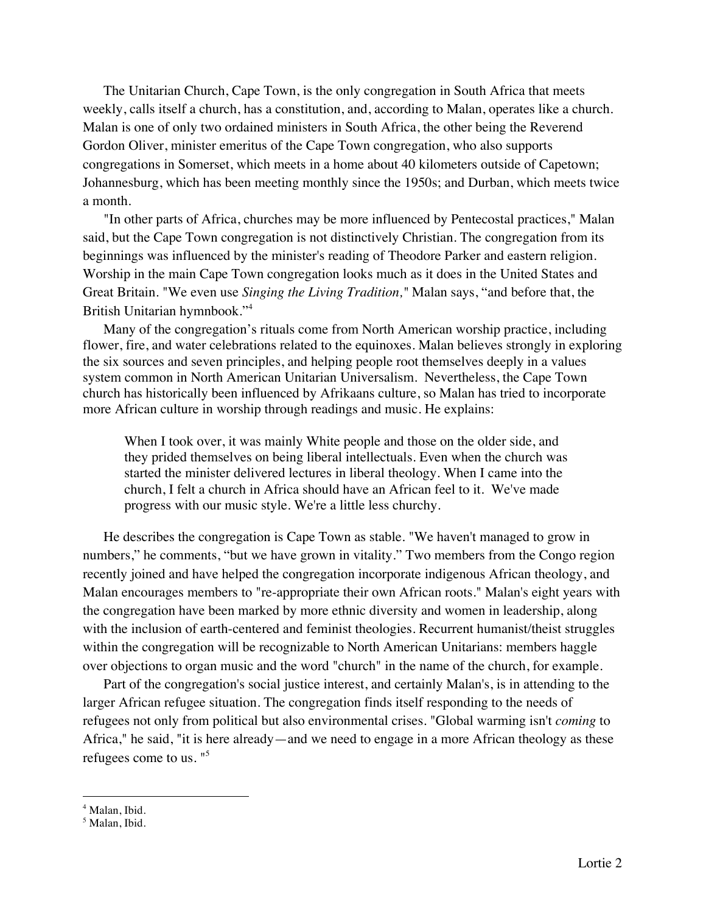The Unitarian Church, Cape Town, is the only congregation in South Africa that meets weekly, calls itself a church, has a constitution, and, according to Malan, operates like a church. Malan is one of only two ordained ministers in South Africa, the other being the Reverend Gordon Oliver, minister emeritus of the Cape Town congregation, who also supports congregations in Somerset, which meets in a home about 40 kilometers outside of Capetown; Johannesburg, which has been meeting monthly since the 1950s; and Durban, which meets twice a month.

"In other parts of Africa, churches may be more influenced by Pentecostal practices," Malan said, but the Cape Town congregation is not distinctively Christian. The congregation from its beginnings was influenced by the minister's reading of Theodore Parker and eastern religion. Worship in the main Cape Town congregation looks much as it does in the United States and Great Britain. "We even use *Singing the Living Tradition,*" Malan says, "and before that, the British Unitarian hymnbook."[4]

Many of the congregation's rituals come from North American worship practice, including flower, fire, and water celebrations related to the equinoxes. Malan believes strongly in exploring the six sources and seven principles, and helping people root themselves deeply in a values system common in North American Unitarian Universalism. Nevertheless, the Cape Town church has historically been influenced by Afrikaans culture, so Malan has tried to incorporate more African culture in worship through readings and music. He explains:

> When I took over, it was mainly White people and those on the older side, and they prided themselves on being liberal intellectuals. Even when the church was started the minister delivered lectures in liberal theology. When I came into the church, I felt a church in Africa should have an African feel to it. We've made progress with our music style. We're a little less churchy.

He describes the congregation is Cape Town as stable. "We haven't managed to grow in numbers," he comments, "but we have grown in vitality." Two members from the Congo region recently joined and have helped the congregation incorporate indigenous African theology, and Malan encourages members to "re-appropriate their own African roots." Malan's eight years with the congregation have been marked by more ethnic diversity and women in leadership, along with the inclusion of earth-centered and feminist theologies. Recurrent humanist/theist struggles within the congregation will be recognizable to North American Unitarians: members haggle over objections to organ music and the word "church" in the name of the church, for example.

Part of the congregation's social justice interest, and certainly Malan's, is in attending to the larger African refugee situation. The congregation finds itself responding to the needs of refugees not only from political but also environmental crises. "Global warming isn't *coming* to Africa," he said, "it is here already—and we need to engage in a more African theology as these refugees come to us. "[5]

---

[4] Malan, Ibid.

[5] Malan, Ibid.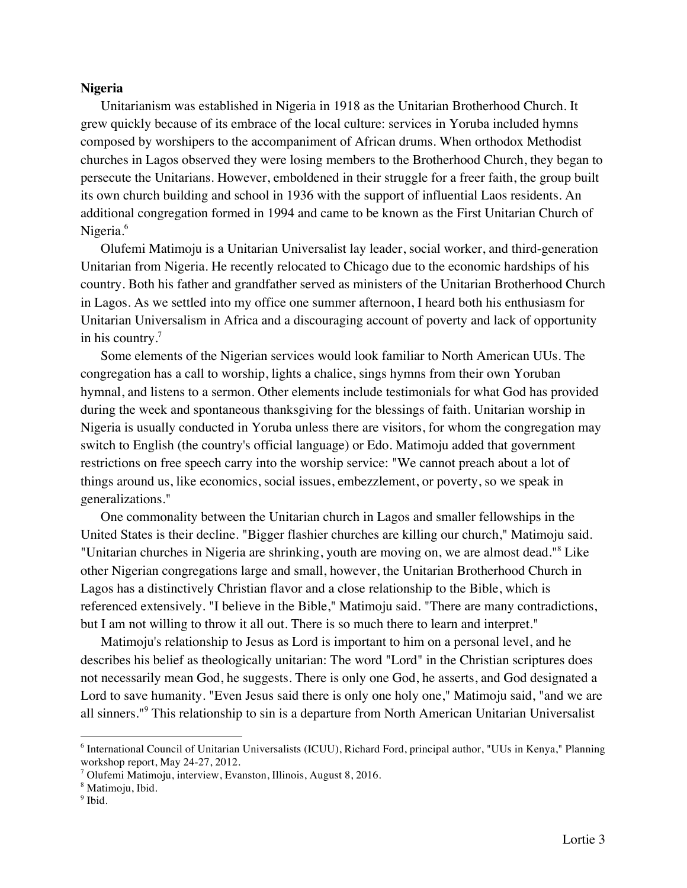**Nigeria**

Unitarianism was established in Nigeria in 1918 as the Unitarian Brotherhood Church. It grew quickly because of its embrace of the local culture: services in Yoruba included hymns composed by worshipers to the accompaniment of African drums. When orthodox Methodist churches in Lagos observed they were losing members to the Brotherhood Church, they began to persecute the Unitarians. However, emboldened in their struggle for a freer faith, the group built its own church building and school in 1936 with the support of influential Laos residents. An additional congregation formed in 1994 and came to be known as the First Unitarian Church of Nigeria.[6]

Olufemi Matimoju is a Unitarian Universalist lay leader, social worker, and third-generation Unitarian from Nigeria. He recently relocated to Chicago due to the economic hardships of his country. Both his father and grandfather served as ministers of the Unitarian Brotherhood Church in Lagos. As we settled into my office one summer afternoon, I heard both his enthusiasm for Unitarian Universalism in Africa and a discouraging account of poverty and lack of opportunity in his country.[7]

Some elements of the Nigerian services would look familiar to North American UUs. The congregation has a call to worship, lights a chalice, sings hymns from their own Yoruban hymnal, and listens to a sermon. Other elements include testimonials for what God has provided during the week and spontaneous thanksgiving for the blessings of faith. Unitarian worship in Nigeria is usually conducted in Yoruba unless there are visitors, for whom the congregation may switch to English (the country's official language) or Edo. Matimoju added that government restrictions on free speech carry into the worship service: "We cannot preach about a lot of things around us, like economics, social issues, embezzlement, or poverty, so we speak in generalizations."

One commonality between the Unitarian church in Lagos and smaller fellowships in the United States is their decline. "Bigger flashier churches are killing our church," Matimoju said. "Unitarian churches in Nigeria are shrinking, youth are moving on, we are almost dead."[8] Like other Nigerian congregations large and small, however, the Unitarian Brotherhood Church in Lagos has a distinctively Christian flavor and a close relationship to the Bible, which is referenced extensively. "I believe in the Bible," Matimoju said. "There are many contradictions, but I am not willing to throw it all out. There is so much there to learn and interpret."

Matimoju's relationship to Jesus as Lord is important to him on a personal level, and he describes his belief as theologically unitarian: The word "Lord" in the Christian scriptures does not necessarily mean God, he suggests. There is only one God, he asserts, and God designated a Lord to save humanity. "Even Jesus said there is only one holy one," Matimoju said, "and we are all sinners."[9] This relationship to sin is a departure from North American Unitarian Universalist

---

[6] International Council of Unitarian Universalists (ICUU), Richard Ford, principal author, "UUs in Kenya," Planning workshop report, May 24-27, 2012.

[7] Olufemi Matimoju, interview, Evanston, Illinois, August 8, 2016.

[8] Matimoju, Ibid.

[9] Ibid.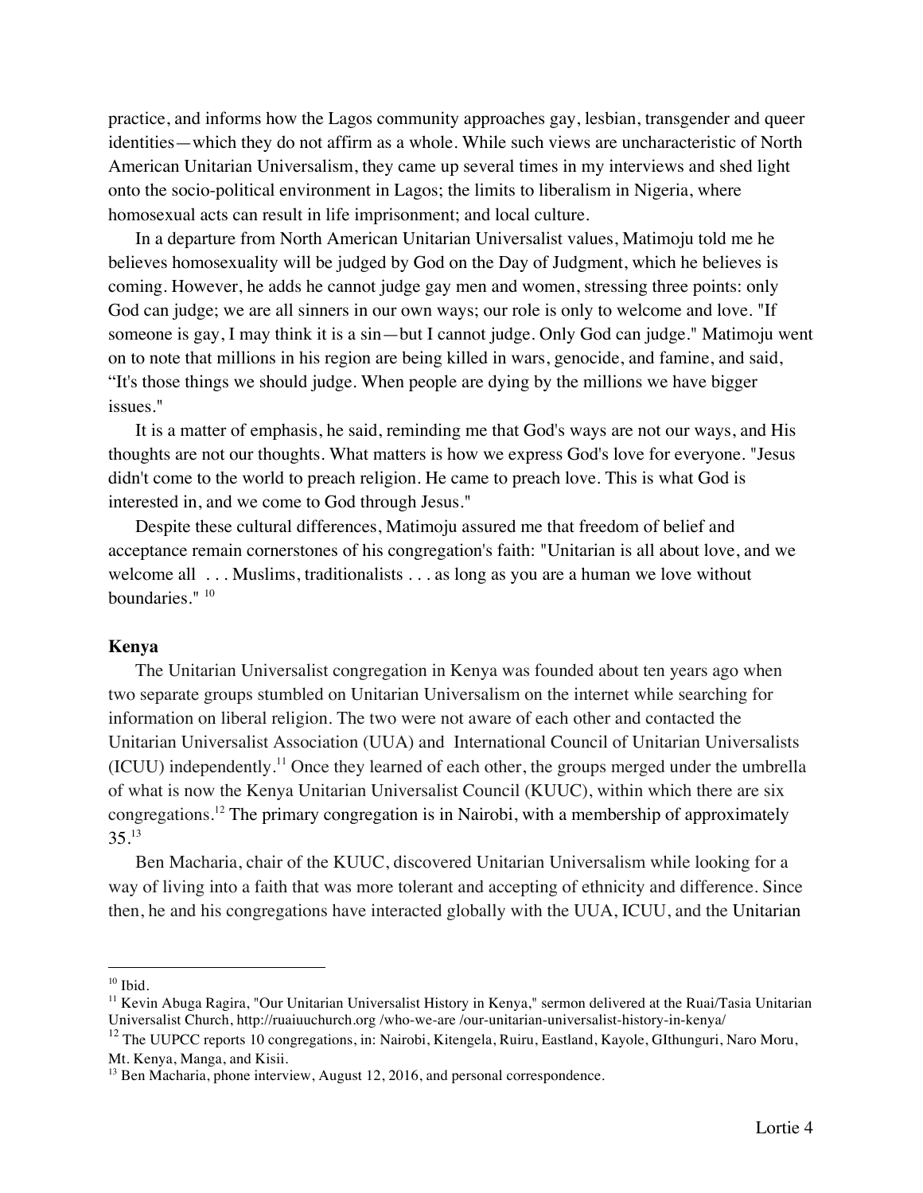practice, and informs how the Lagos community approaches gay, lesbian, transgender and queer identities—which they do not affirm as a whole. While such views are uncharacteristic of North American Unitarian Universalism, they came up several times in my interviews and shed light onto the socio-political environment in Lagos; the limits to liberalism in Nigeria, where homosexual acts can result in life imprisonment; and local culture.

In a departure from North American Unitarian Universalist values, Matimoju told me he believes homosexuality will be judged by God on the Day of Judgment, which he believes is coming. However, he adds he cannot judge gay men and women, stressing three points: only God can judge; we are all sinners in our own ways; our role is only to welcome and love. "If someone is gay, I may think it is a sin—but I cannot judge. Only God can judge." Matimoju went on to note that millions in his region are being killed in wars, genocide, and famine, and said, "It's those things we should judge. When people are dying by the millions we have bigger issues."

It is a matter of emphasis, he said, reminding me that God's ways are not our ways, and His thoughts are not our thoughts. What matters is how we express God's love for everyone. "Jesus didn't come to the world to preach religion. He came to preach love. This is what God is interested in, and we come to God through Jesus."

Despite these cultural differences, Matimoju assured me that freedom of belief and acceptance remain cornerstones of his congregation's faith: "Unitarian is all about love, and we welcome all . . . Muslims, traditionalists . . . as long as you are a human we love without boundaries." [10]

**Kenya**

The Unitarian Universalist congregation in Kenya was founded about ten years ago when two separate groups stumbled on Unitarian Universalism on the internet while searching for information on liberal religion. The two were not aware of each other and contacted the Unitarian Universalist Association (UUA) and International Council of Unitarian Universalists (ICUU) independently.[11] Once they learned of each other, the groups merged under the umbrella of what is now the Kenya Unitarian Universalist Council (KUUC), within which there are six congregations.[12] The primary congregation is in Nairobi, with a membership of approximately 35.[13]

Ben Macharia, chair of the KUUC, discovered Unitarian Universalism while looking for a way of living into a faith that was more tolerant and accepting of ethnicity and difference. Since then, he and his congregations have interacted globally with the UUA, ICUU, and the Unitarian

---

[10] Ibid.

[11] Kevin Abuga Ragira, "Our Unitarian Universalist History in Kenya," sermon delivered at the Ruai/Tasia Unitarian Universalist Church, http://ruaiuuchurch.org /who-we-are /our-unitarian-universalist-history-in-kenya/

[12] The UUPCC reports 10 congregations, in: Nairobi, Kitengela, Ruiru, Eastland, Kayole, GIthunguri, Naro Moru, Mt. Kenya, Manga, and Kisii.

[13] Ben Macharia, phone interview, August 12, 2016, and personal correspondence.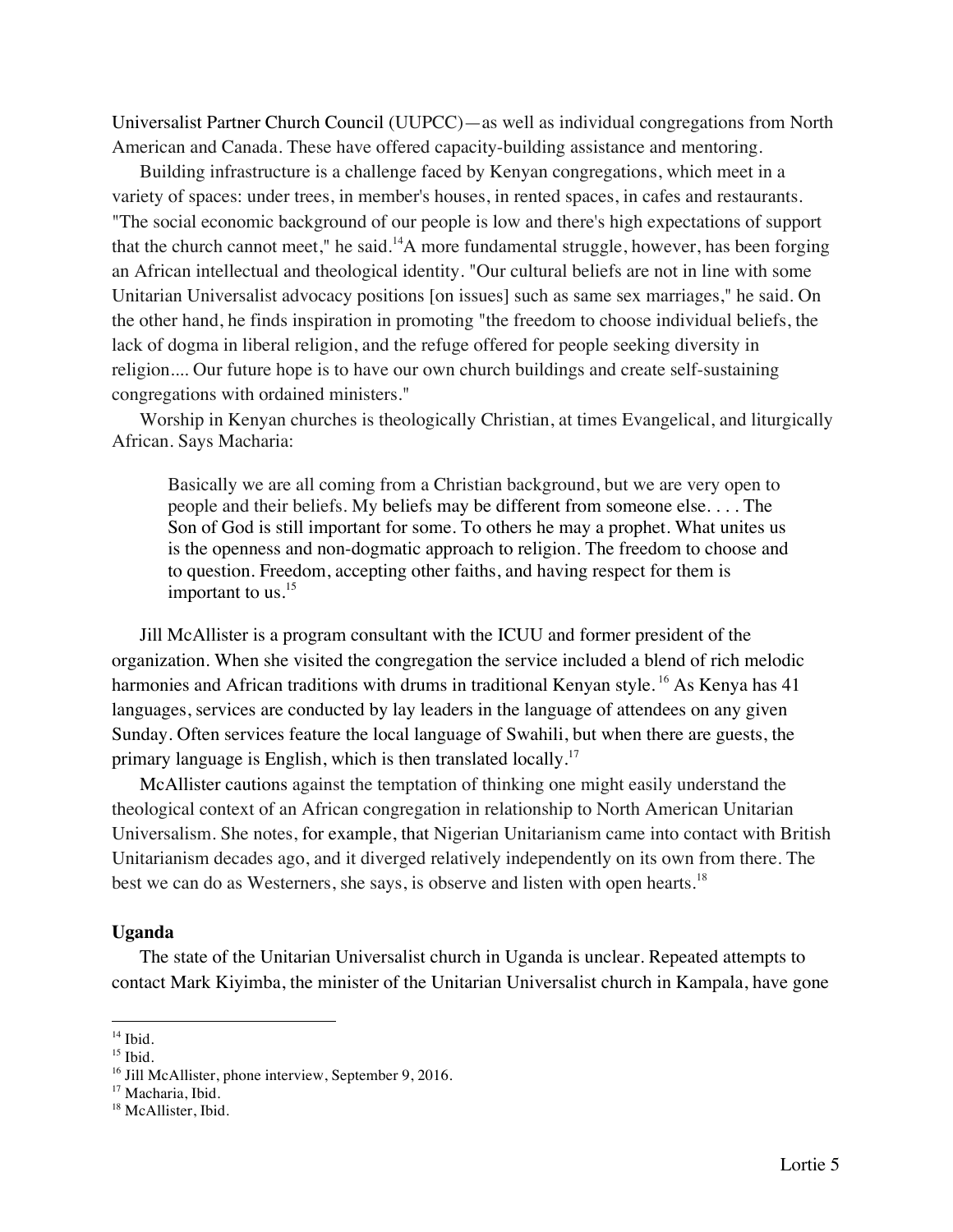Universalist Partner Church Council (UUPCC)—as well as individual congregations from North American and Canada. These have offered capacity-building assistance and mentoring.

Building infrastructure is a challenge faced by Kenyan congregations, which meet in a variety of spaces: under trees, in member's houses, in rented spaces, in cafes and restaurants. "The social economic background of our people is low and there's high expectations of support that the church cannot meet," he said.[14] A more fundamental struggle, however, has been forging an African intellectual and theological identity. "Our cultural beliefs are not in line with some Unitarian Universalist advocacy positions [on issues] such as same sex marriages," he said. On the other hand, he finds inspiration in promoting "the freedom to choose individual beliefs, the lack of dogma in liberal religion, and the refuge offered for people seeking diversity in religion.... Our future hope is to have our own church buildings and create self-sustaining congregations with ordained ministers."

Worship in Kenyan churches is theologically Christian, at times Evangelical, and liturgically African. Says Macharia:

> Basically we are all coming from a Christian background, but we are very open to people and their beliefs. My beliefs may be different from someone else. . . . The Son of God is still important for some. To others he may a prophet. What unites us is the openness and non-dogmatic approach to religion. The freedom to choose and to question. Freedom, accepting other faiths, and having respect for them is important to us.[15]

Jill McAllister is a program consultant with the ICUU and former president of the organization. When she visited the congregation the service included a blend of rich melodic harmonies and African traditions with drums in traditional Kenyan style.[16] As Kenya has 41 languages, services are conducted by lay leaders in the language of attendees on any given Sunday. Often services feature the local language of Swahili, but when there are guests, the primary language is English, which is then translated locally.[17]

McAllister cautions against the temptation of thinking one might easily understand the theological context of an African congregation in relationship to North American Unitarian Universalism. She notes, for example, that Nigerian Unitarianism came into contact with British Unitarianism decades ago, and it diverged relatively independently on its own from there. The best we can do as Westerners, she says, is observe and listen with open hearts.[18]

**Uganda**

The state of the Unitarian Universalist church in Uganda is unclear. Repeated attempts to contact Mark Kiyimba, the minister of the Unitarian Universalist church in Kampala, have gone

---

[14] Ibid.

[15] Ibid.

[16] Jill McAllister, phone interview, September 9, 2016.

[17] Macharia, Ibid.

[18] McAllister, Ibid.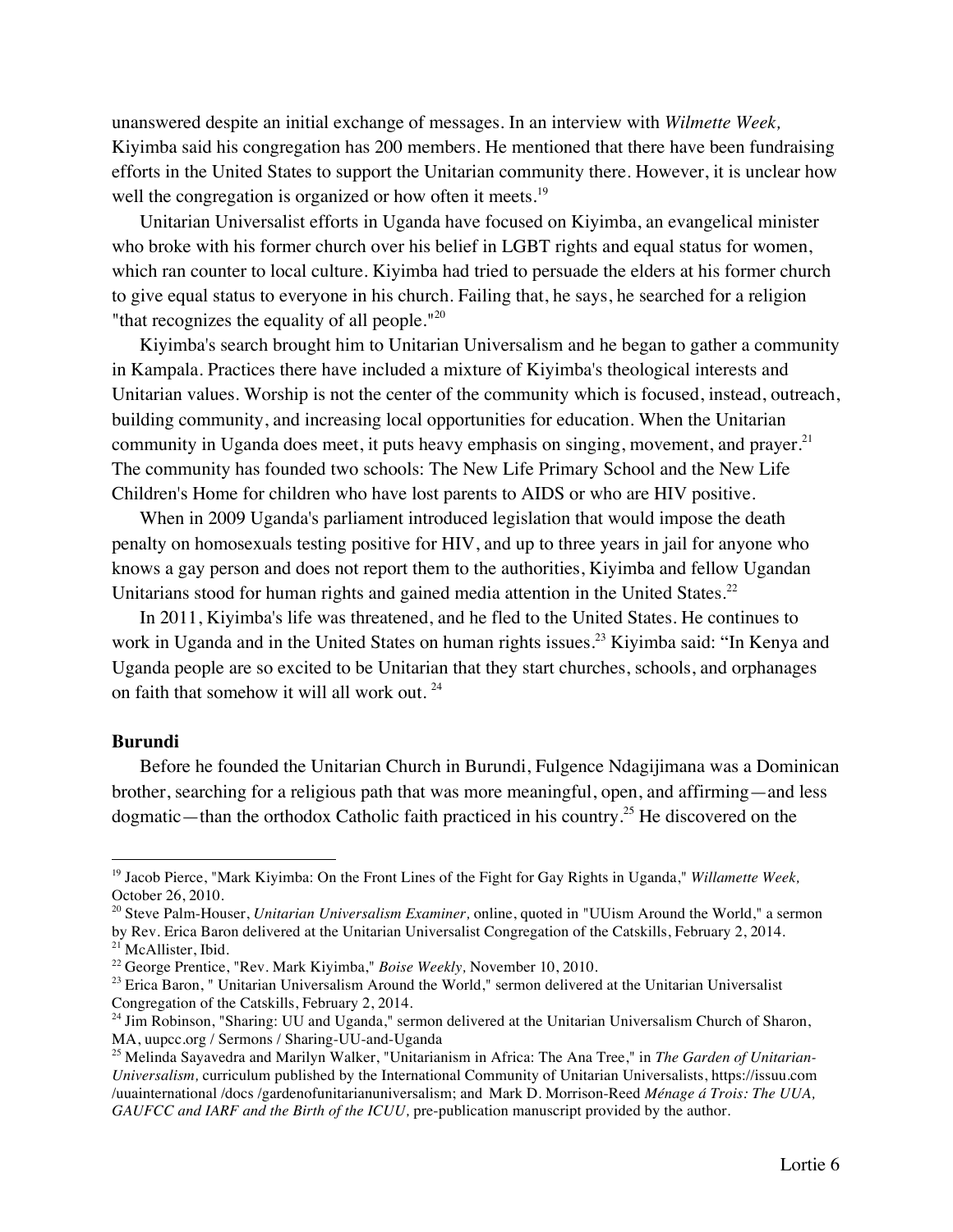unanswered despite an initial exchange of messages. In an interview with *Wilmette Week,* Kiyimba said his congregation has 200 members. He mentioned that there have been fundraising efforts in the United States to support the Unitarian community there. However, it is unclear how well the congregation is organized or how often it meets.[19]

Unitarian Universalist efforts in Uganda have focused on Kiyimba, an evangelical minister who broke with his former church over his belief in LGBT rights and equal status for women, which ran counter to local culture. Kiyimba had tried to persuade the elders at his former church to give equal status to everyone in his church. Failing that, he says, he searched for a religion "that recognizes the equality of all people."[20]

Kiyimba's search brought him to Unitarian Universalism and he began to gather a community in Kampala. Practices there have included a mixture of Kiyimba's theological interests and Unitarian values. Worship is not the center of the community which is focused, instead, outreach, building community, and increasing local opportunities for education. When the Unitarian community in Uganda does meet, it puts heavy emphasis on singing, movement, and prayer.[21] The community has founded two schools: The New Life Primary School and the New Life Children's Home for children who have lost parents to AIDS or who are HIV positive.

When in 2009 Uganda's parliament introduced legislation that would impose the death penalty on homosexuals testing positive for HIV, and up to three years in jail for anyone who knows a gay person and does not report them to the authorities, Kiyimba and fellow Ugandan Unitarians stood for human rights and gained media attention in the United States.[22]

In 2011, Kiyimba's life was threatened, and he fled to the United States. He continues to work in Uganda and in the United States on human rights issues.[23] Kiyimba said: "In Kenya and Uganda people are so excited to be Unitarian that they start churches, schools, and orphanages on faith that somehow it will all work out. [24]

**Burundi**

Before he founded the Unitarian Church in Burundi, Fulgence Ndagijimana was a Dominican brother, searching for a religious path that was more meaningful, open, and affirming—and less dogmatic—than the orthodox Catholic faith practiced in his country.[25] He discovered on the

---

[19] Jacob Pierce, "Mark Kiyimba: On the Front Lines of the Fight for Gay Rights in Uganda," *Willamette Week,* October 26, 2010.

[20] Steve Palm-Houser, *Unitarian Universalism Examiner,* online, quoted in "UUism Around the World," a sermon by Rev. Erica Baron delivered at the Unitarian Universalist Congregation of the Catskills, February 2, 2014.

[21] McAllister, Ibid.

[22] George Prentice, "Rev. Mark Kiyimba," *Boise Weekly,* November 10, 2010.

[23] Erica Baron, " Unitarian Universalism Around the World," sermon delivered at the Unitarian Universalist Congregation of the Catskills, February 2, 2014.

[24] Jim Robinson, "Sharing: UU and Uganda," sermon delivered at the Unitarian Universalism Church of Sharon, MA, uupcc.org / Sermons / Sharing-UU-and-Uganda

[25] Melinda Sayavedra and Marilyn Walker, "Unitarianism in Africa: The Ana Tree," in *The Garden of Unitarian-Universalism,* curriculum published by the International Community of Unitarian Universalists, https://issuu.com /uuainternational /docs /gardenofunitarianuniversalism; and Mark D. Morrison-Reed *Ménage á Trois: The UUA, GAUFCC and IARF and the Birth of the ICUU,* pre-publication manuscript provided by the author.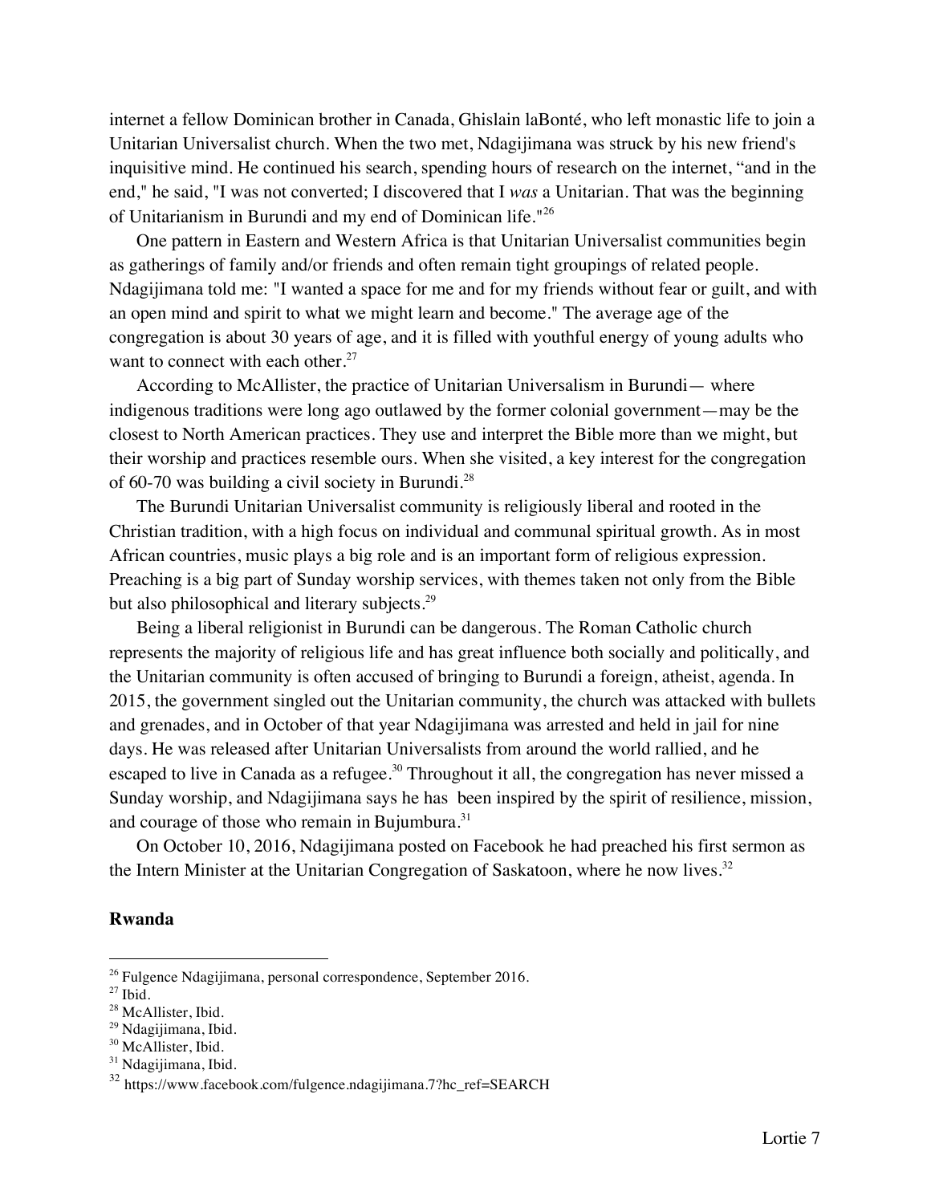internet a fellow Dominican brother in Canada, Ghislain laBonté, who left monastic life to join a Unitarian Universalist church. When the two met, Ndagijimana was struck by his new friend's inquisitive mind. He continued his search, spending hours of research on the internet, "and in the end," he said, "I was not converted; I discovered that I *was* a Unitarian. That was the beginning of Unitarianism in Burundi and my end of Dominican life."[26]

One pattern in Eastern and Western Africa is that Unitarian Universalist communities begin as gatherings of family and/or friends and often remain tight groupings of related people. Ndagijimana told me: "I wanted a space for me and for my friends without fear or guilt, and with an open mind and spirit to what we might learn and become." The average age of the congregation is about 30 years of age, and it is filled with youthful energy of young adults who want to connect with each other.[27]

According to McAllister, the practice of Unitarian Universalism in Burundi— where indigenous traditions were long ago outlawed by the former colonial government—may be the closest to North American practices. They use and interpret the Bible more than we might, but their worship and practices resemble ours. When she visited, a key interest for the congregation of 60-70 was building a civil society in Burundi.[28]

The Burundi Unitarian Universalist community is religiously liberal and rooted in the Christian tradition, with a high focus on individual and communal spiritual growth. As in most African countries, music plays a big role and is an important form of religious expression. Preaching is a big part of Sunday worship services, with themes taken not only from the Bible but also philosophical and literary subjects.[29]

Being a liberal religionist in Burundi can be dangerous. The Roman Catholic church represents the majority of religious life and has great influence both socially and politically, and the Unitarian community is often accused of bringing to Burundi a foreign, atheist, agenda. In 2015, the government singled out the Unitarian community, the church was attacked with bullets and grenades, and in October of that year Ndagijimana was arrested and held in jail for nine days. He was released after Unitarian Universalists from around the world rallied, and he escaped to live in Canada as a refugee.[30] Throughout it all, the congregation has never missed a Sunday worship, and Ndagijimana says he has been inspired by the spirit of resilience, mission, and courage of those who remain in Bujumbura.[31]

On October 10, 2016, Ndagijimana posted on Facebook he had preached his first sermon as the Intern Minister at the Unitarian Congregation of Saskatoon, where he now lives.[32]

**Rwanda**

---

[26] Fulgence Ndagijimana, personal correspondence, September 2016.
[27] Ibid.
[28] McAllister, Ibid.
[29] Ndagijimana, Ibid.
[30] McAllister, Ibid.
[31] Ndagijimana, Ibid.
[32] https://www.facebook.com/fulgence.ndagijimana.7?hc_ref=SEARCH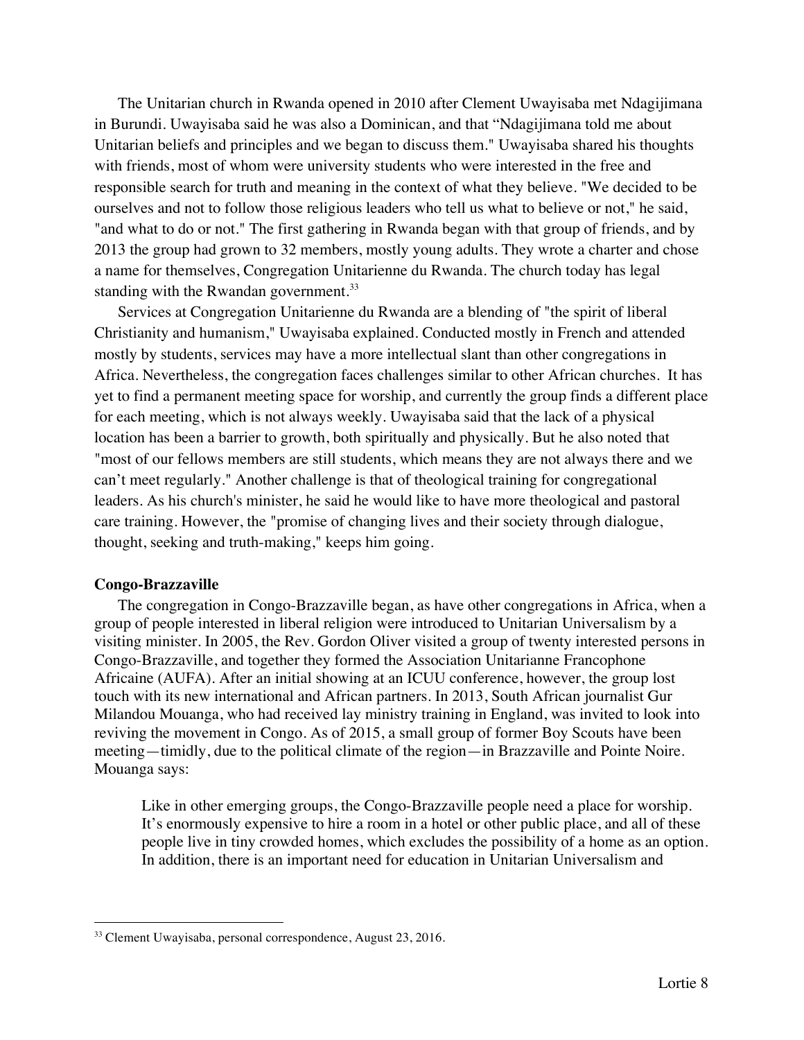The Unitarian church in Rwanda opened in 2010 after Clement Uwayisaba met Ndagijimana in Burundi. Uwayisaba said he was also a Dominican, and that "Ndagijimana told me about Unitarian beliefs and principles and we began to discuss them." Uwayisaba shared his thoughts with friends, most of whom were university students who were interested in the free and responsible search for truth and meaning in the context of what they believe. "We decided to be ourselves and not to follow those religious leaders who tell us what to believe or not," he said, "and what to do or not." The first gathering in Rwanda began with that group of friends, and by 2013 the group had grown to 32 members, mostly young adults. They wrote a charter and chose a name for themselves, Congregation Unitarienne du Rwanda. The church today has legal standing with the Rwandan government.[33]

Services at Congregation Unitarienne du Rwanda are a blending of "the spirit of liberal Christianity and humanism," Uwayisaba explained. Conducted mostly in French and attended mostly by students, services may have a more intellectual slant than other congregations in Africa. Nevertheless, the congregation faces challenges similar to other African churches. It has yet to find a permanent meeting space for worship, and currently the group finds a different place for each meeting, which is not always weekly. Uwayisaba said that the lack of a physical location has been a barrier to growth, both spiritually and physically. But he also noted that "most of our fellows members are still students, which means they are not always there and we can't meet regularly." Another challenge is that of theological training for congregational leaders. As his church's minister, he said he would like to have more theological and pastoral care training. However, the "promise of changing lives and their society through dialogue, thought, seeking and truth-making," keeps him going.

**Congo-Brazzaville**

The congregation in Congo-Brazzaville began, as have other congregations in Africa, when a group of people interested in liberal religion were introduced to Unitarian Universalism by a visiting minister. In 2005, the Rev. Gordon Oliver visited a group of twenty interested persons in Congo-Brazzaville, and together they formed the Association Unitarianne Francophone Africaine (AUFA). After an initial showing at an ICUU conference, however, the group lost touch with its new international and African partners. In 2013, South African journalist Gur Milandou Mouanga, who had received lay ministry training in England, was invited to look into reviving the movement in Congo. As of 2015, a small group of former Boy Scouts have been meeting—timidly, due to the political climate of the region—in Brazzaville and Pointe Noire. Mouanga says:

> Like in other emerging groups, the Congo-Brazzaville people need a place for worship. It's enormously expensive to hire a room in a hotel or other public place, and all of these people live in tiny crowded homes, which excludes the possibility of a home as an option. In addition, there is an important need for education in Unitarian Universalism and

---

[33] Clement Uwayisaba, personal correspondence, August 23, 2016.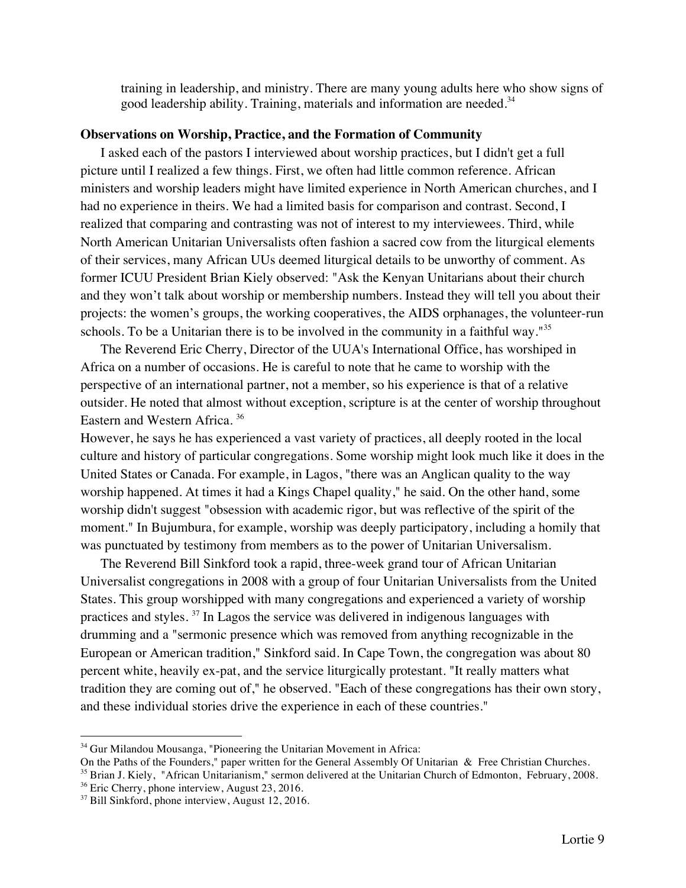> training in leadership, and ministry. There are many young adults here who show signs of good leadership ability. Training, materials and information are needed.[34]

**Observations on Worship, Practice, and the Formation of Community**

I asked each of the pastors I interviewed about worship practices, but I didn't get a full picture until I realized a few things. First, we often had little common reference. African ministers and worship leaders might have limited experience in North American churches, and I had no experience in theirs. We had a limited basis for comparison and contrast. Second, I realized that comparing and contrasting was not of interest to my interviewees. Third, while North American Unitarian Universalists often fashion a sacred cow from the liturgical elements of their services, many African UUs deemed liturgical details to be unworthy of comment. As former ICUU President Brian Kiely observed: "Ask the Kenyan Unitarians about their church and they won't talk about worship or membership numbers. Instead they will tell you about their projects: the women's groups, the working cooperatives, the AIDS orphanages, the volunteer-run schools. To be a Unitarian there is to be involved in the community in a faithful way."[35]

The Reverend Eric Cherry, Director of the UUA's International Office, has worshiped in Africa on a number of occasions. He is careful to note that he came to worship with the perspective of an international partner, not a member, so his experience is that of a relative outsider. He noted that almost without exception, scripture is at the center of worship throughout Eastern and Western Africa. [36]

However, he says he has experienced a vast variety of practices, all deeply rooted in the local culture and history of particular congregations. Some worship might look much like it does in the United States or Canada. For example, in Lagos, "there was an Anglican quality to the way worship happened. At times it had a Kings Chapel quality," he said. On the other hand, some worship didn't suggest "obsession with academic rigor, but was reflective of the spirit of the moment." In Bujumbura, for example, worship was deeply participatory, including a homily that was punctuated by testimony from members as to the power of Unitarian Universalism.

The Reverend Bill Sinkford took a rapid, three-week grand tour of African Unitarian Universalist congregations in 2008 with a group of four Unitarian Universalists from the United States. This group worshipped with many congregations and experienced a variety of worship practices and styles. [37] In Lagos the service was delivered in indigenous languages with drumming and a "sermonic presence which was removed from anything recognizable in the European or American tradition," Sinkford said. In Cape Town, the congregation was about 80 percent white, heavily ex-pat, and the service liturgically protestant. "It really matters what tradition they are coming out of," he observed. "Each of these congregations has their own story, and these individual stories drive the experience in each of these countries."

---

[34] Gur Milandou Mousanga, "Pioneering the Unitarian Movement in Africa: On the Paths of the Founders," paper written for the General Assembly Of Unitarian & Free Christian Churches.

[35] Brian J. Kiely, "African Unitarianism," sermon delivered at the Unitarian Church of Edmonton, February, 2008.

[36] Eric Cherry, phone interview, August 23, 2016.

[37] Bill Sinkford, phone interview, August 12, 2016.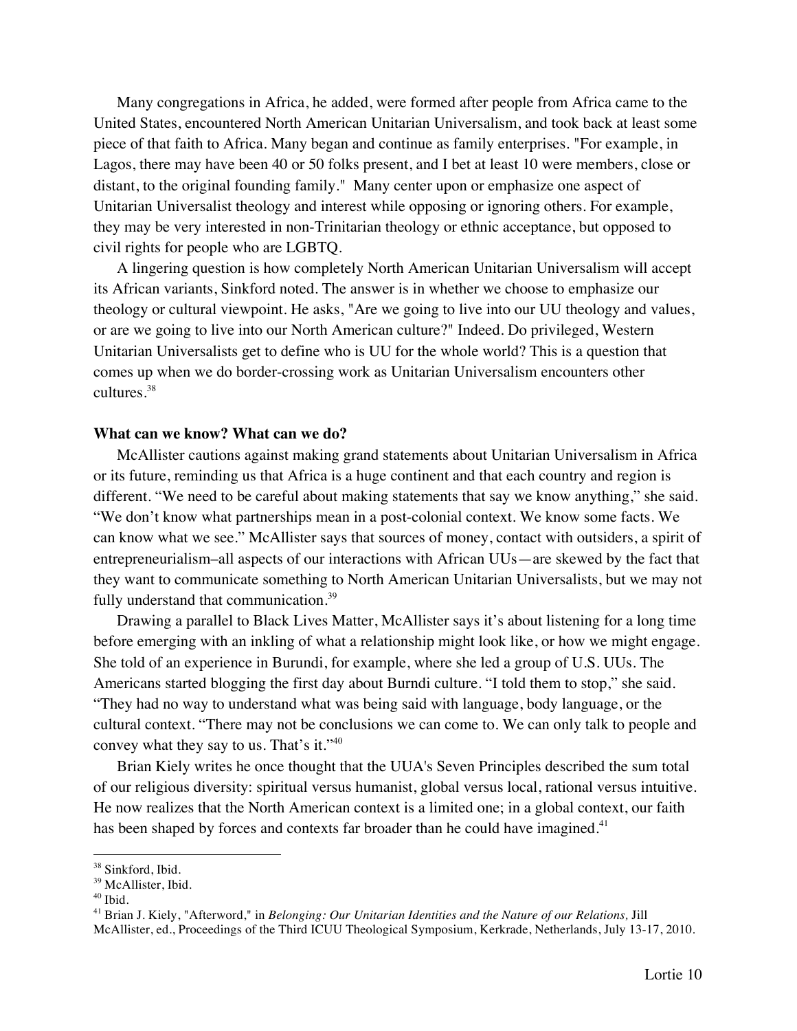Many congregations in Africa, he added, were formed after people from Africa came to the United States, encountered North American Unitarian Universalism, and took back at least some piece of that faith to Africa. Many began and continue as family enterprises. "For example, in Lagos, there may have been 40 or 50 folks present, and I bet at least 10 were members, close or distant, to the original founding family." Many center upon or emphasize one aspect of Unitarian Universalist theology and interest while opposing or ignoring others. For example, they may be very interested in non-Trinitarian theology or ethnic acceptance, but opposed to civil rights for people who are LGBTQ.

A lingering question is how completely North American Unitarian Universalism will accept its African variants, Sinkford noted. The answer is in whether we choose to emphasize our theology or cultural viewpoint. He asks, "Are we going to live into our UU theology and values, or are we going to live into our North American culture?" Indeed. Do privileged, Western Unitarian Universalists get to define who is UU for the whole world? This is a question that comes up when we do border-crossing work as Unitarian Universalism encounters other cultures.[38]

**What can we know? What can we do?**

McAllister cautions against making grand statements about Unitarian Universalism in Africa or its future, reminding us that Africa is a huge continent and that each country and region is different. "We need to be careful about making statements that say we know anything," she said. "We don't know what partnerships mean in a post-colonial context. We know some facts. We can know what we see." McAllister says that sources of money, contact with outsiders, a spirit of entrepreneurialism–all aspects of our interactions with African UUs—are skewed by the fact that they want to communicate something to North American Unitarian Universalists, but we may not fully understand that communication.[39]

Drawing a parallel to Black Lives Matter, McAllister says it's about listening for a long time before emerging with an inkling of what a relationship might look like, or how we might engage. She told of an experience in Burundi, for example, where she led a group of U.S. UUs. The Americans started blogging the first day about Burndi culture. "I told them to stop," she said. "They had no way to understand what was being said with language, body language, or the cultural context. "There may not be conclusions we can come to. We can only talk to people and convey what they say to us. That's it."[40]

Brian Kiely writes he once thought that the UUA's Seven Principles described the sum total of our religious diversity: spiritual versus humanist, global versus local, rational versus intuitive. He now realizes that the North American context is a limited one; in a global context, our faith has been shaped by forces and contexts far broader than he could have imagined.[41]

---

[38] Sinkford, Ibid.

[39] McAllister, Ibid.

[40] Ibid.

[41] Brian J. Kiely, "Afterword," in *Belonging: Our Unitarian Identities and the Nature of our Relations,* Jill McAllister, ed., Proceedings of the Third ICUU Theological Symposium, Kerkrade, Netherlands, July 13-17, 2010.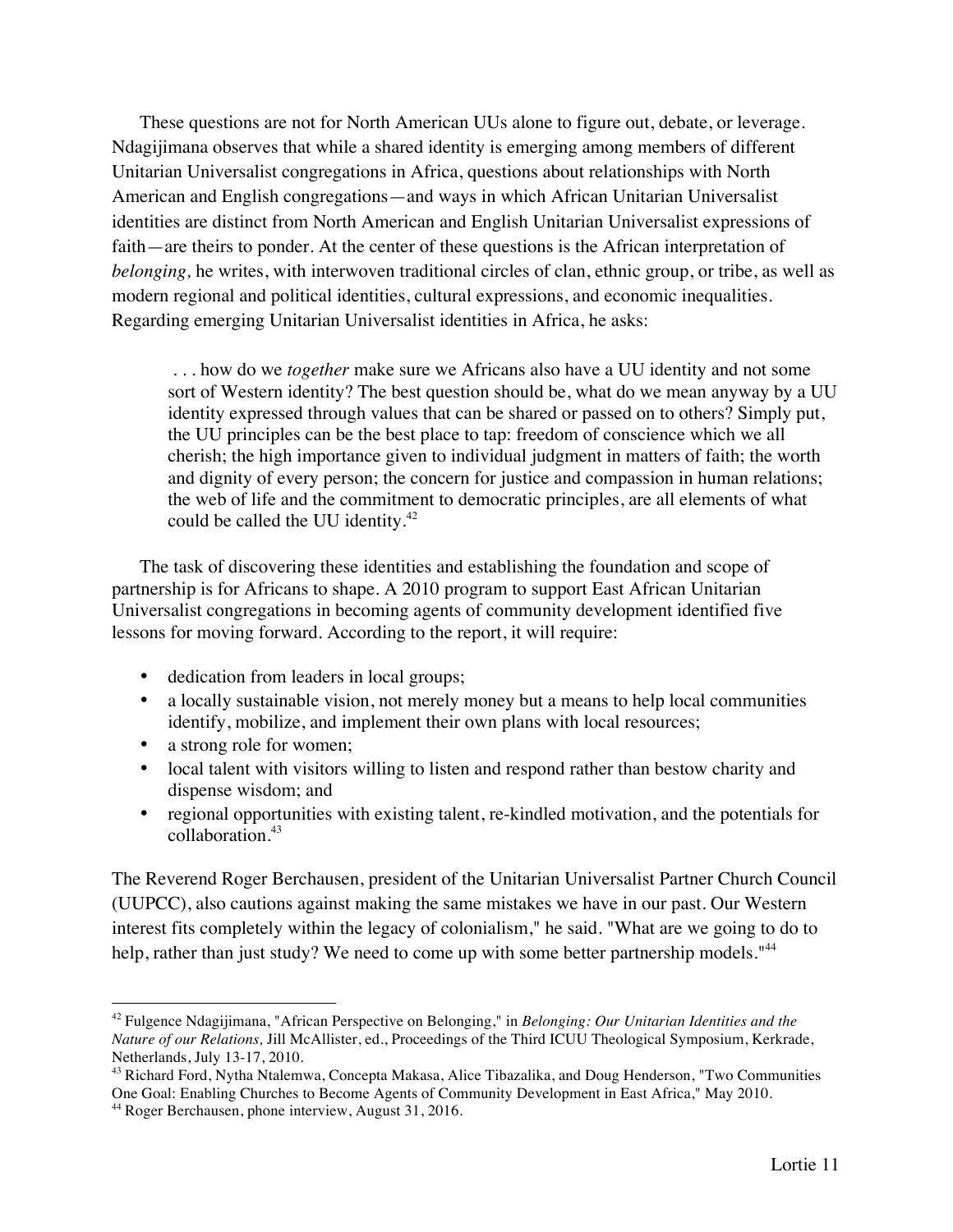These questions are not for North American UUs alone to figure out, debate, or leverage. Ndagijimana observes that while a shared identity is emerging among members of different Unitarian Universalist congregations in Africa, questions about relationships with North American and English congregations—and ways in which African Unitarian Universalist identities are distinct from North American and English Unitarian Universalist expressions of faith—are theirs to ponder. At the center of these questions is the African interpretation of *belonging,* he writes, with interwoven traditional circles of clan, ethnic group, or tribe, as well as modern regional and political identities, cultural expressions, and economic inequalities. Regarding emerging Unitarian Universalist identities in Africa, he asks:

> . . . how do we *together* make sure we Africans also have a UU identity and not some sort of Western identity? The best question should be, what do we mean anyway by a UU identity expressed through values that can be shared or passed on to others? Simply put, the UU principles can be the best place to tap: freedom of conscience which we all cherish; the high importance given to individual judgment in matters of faith; the worth and dignity of every person; the concern for justice and compassion in human relations; the web of life and the commitment to democratic principles, are all elements of what could be called the UU identity.[42]

The task of discovering these identities and establishing the foundation and scope of partnership is for Africans to shape. A 2010 program to support East African Unitarian Universalist congregations in becoming agents of community development identified five lessons for moving forward. According to the report, it will require:

- dedication from leaders in local groups;
- a locally sustainable vision, not merely money but a means to help local communities identify, mobilize, and implement their own plans with local resources;
- a strong role for women;
- local talent with visitors willing to listen and respond rather than bestow charity and dispense wisdom; and
- regional opportunities with existing talent, re-kindled motivation, and the potentials for collaboration.[43]

The Reverend Roger Berchausen, president of the Unitarian Universalist Partner Church Council (UUPCC), also cautions against making the same mistakes we have in our past. Our Western interest fits completely within the legacy of colonialism," he said. "What are we going to do to help, rather than just study? We need to come up with some better partnership models."[44]

---

[42] Fulgence Ndagijimana, "African Perspective on Belonging," in *Belonging: Our Unitarian Identities and the Nature of our Relations,* Jill McAllister, ed., Proceedings of the Third ICUU Theological Symposium, Kerkrade, Netherlands, July 13-17, 2010.

[43] Richard Ford, Nytha Ntalemwa, Concepta Makasa, Alice Tibazalika, and Doug Henderson, "Two Communities One Goal: Enabling Churches to Become Agents of Community Development in East Africa," May 2010.

[44] Roger Berchausen, phone interview, August 31, 2016.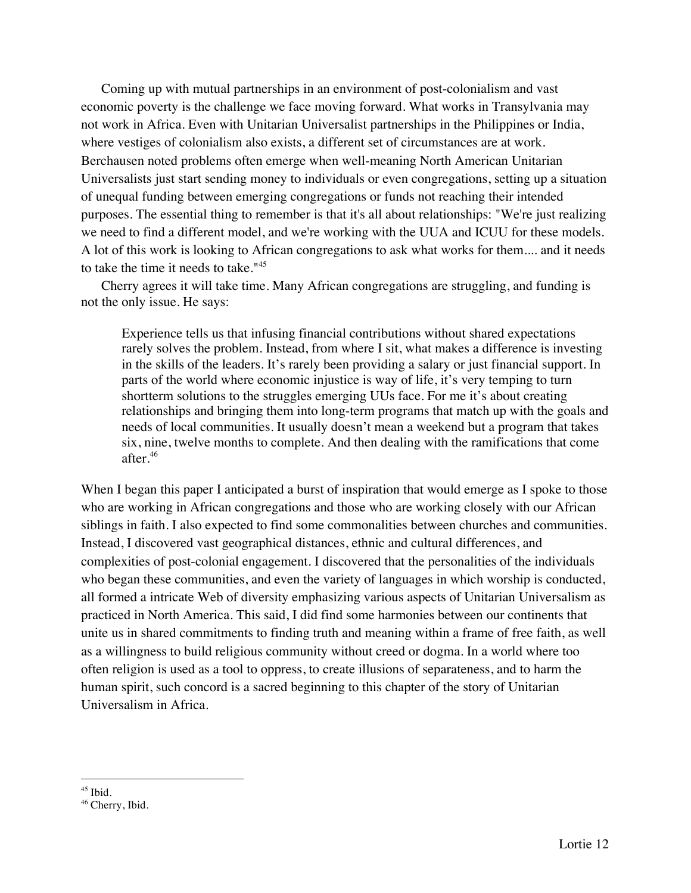Coming up with mutual partnerships in an environment of post-colonialism and vast economic poverty is the challenge we face moving forward. What works in Transylvania may not work in Africa. Even with Unitarian Universalist partnerships in the Philippines or India, where vestiges of colonialism also exists, a different set of circumstances are at work. Berchausen noted problems often emerge when well-meaning North American Unitarian Universalists just start sending money to individuals or even congregations, setting up a situation of unequal funding between emerging congregations or funds not reaching their intended purposes. The essential thing to remember is that it's all about relationships: "We're just realizing we need to find a different model, and we're working with the UUA and ICUU for these models. A lot of this work is looking to African congregations to ask what works for them.... and it needs to take the time it needs to take."[45]

Cherry agrees it will take time. Many African congregations are struggling, and funding is not the only issue. He says:

> Experience tells us that infusing financial contributions without shared expectations rarely solves the problem. Instead, from where I sit, what makes a difference is investing in the skills of the leaders. It's rarely been providing a salary or just financial support. In parts of the world where economic injustice is way of life, it's very temping to turn shortterm solutions to the struggles emerging UUs face. For me it's about creating relationships and bringing them into long-term programs that match up with the goals and needs of local communities. It usually doesn't mean a weekend but a program that takes six, nine, twelve months to complete. And then dealing with the ramifications that come after.[46]

When I began this paper I anticipated a burst of inspiration that would emerge as I spoke to those who are working in African congregations and those who are working closely with our African siblings in faith. I also expected to find some commonalities between churches and communities. Instead, I discovered vast geographical distances, ethnic and cultural differences, and complexities of post-colonial engagement. I discovered that the personalities of the individuals who began these communities, and even the variety of languages in which worship is conducted, all formed a intricate Web of diversity emphasizing various aspects of Unitarian Universalism as practiced in North America. This said, I did find some harmonies between our continents that unite us in shared commitments to finding truth and meaning within a frame of free faith, as well as a willingness to build religious community without creed or dogma. In a world where too often religion is used as a tool to oppress, to create illusions of separateness, and to harm the human spirit, such concord is a sacred beginning to this chapter of the story of Unitarian Universalism in Africa.

---

[45] Ibid.

[46] Cherry, Ibid.